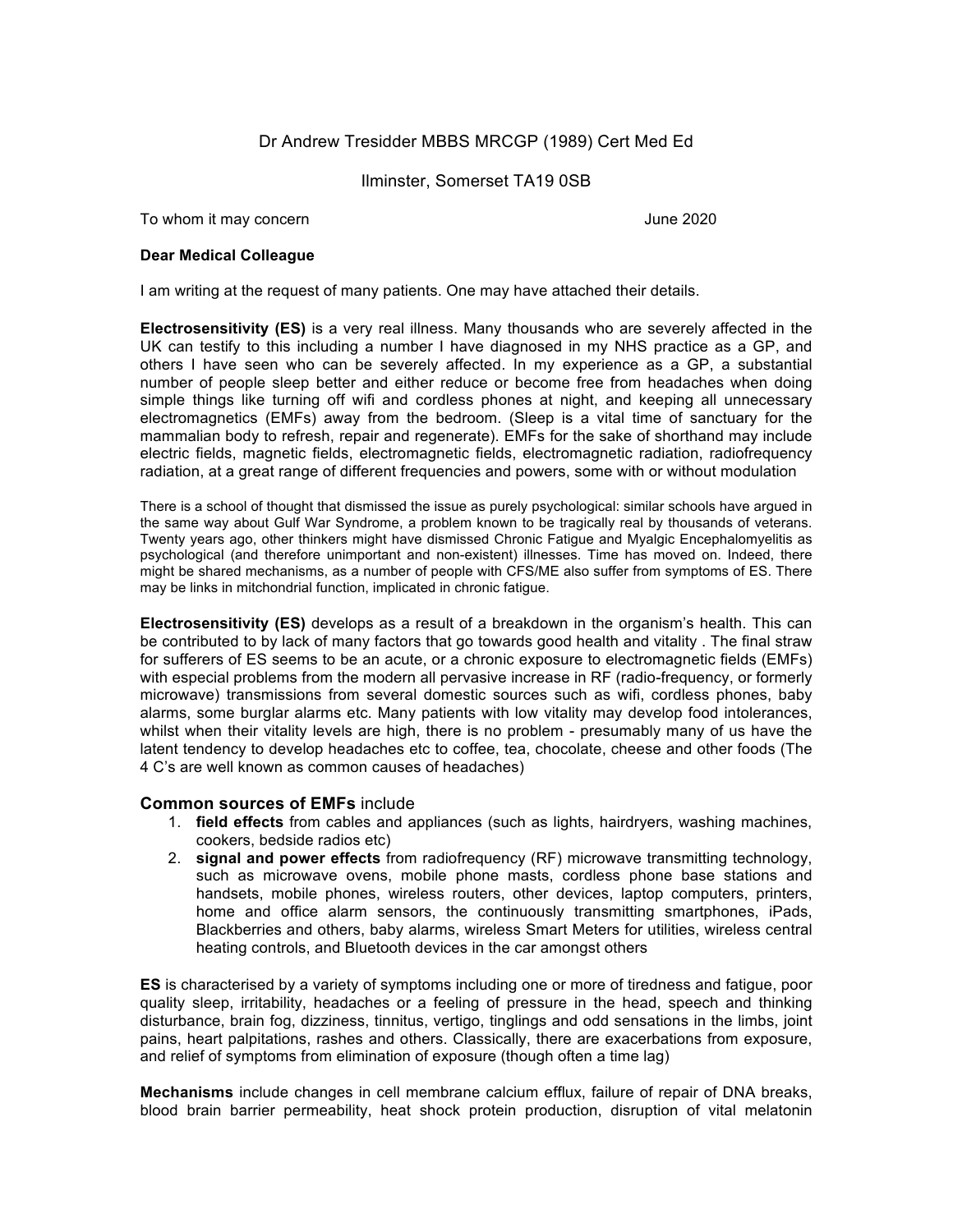Dr Andrew Tresidder MBBS MRCGP (1989) Cert Med Ed

Ilminster, Somerset TA19 0SB

To whom it may concern

June 2020

**Dear Medical Colleague**

I am writing at the request of many patients. One may have attached their details.

**Electrosensitivity (ES)** is a very real illness. Many thousands who are severely affected in the UK can testify to this including a number I have diagnosed in my NHS practice as a GP, and others I have seen who can be severely affected. In my experience as a GP, a substantial number of people sleep better and either reduce or become free from headaches when doing simple things like turning off wifi and cordless phones at night, and keeping all unnecessary electromagnetics (EMFs) away from the bedroom. (Sleep is a vital time of sanctuary for the mammalian body to refresh, repair and regenerate). EMFs for the sake of shorthand may include electric fields, magnetic fields, electromagnetic fields, electromagnetic radiation, radiofrequency radiation, at a great range of different frequencies and powers, some with or without modulation

There is a school of thought that dismissed the issue as purely psychological: similar schools have argued in the same way about Gulf War Syndrome, a problem known to be tragically real by thousands of veterans. Twenty years ago, other thinkers might have dismissed Chronic Fatigue and Myalgic Encephalomyelitis as psychological (and therefore unimportant and non-existent) illnesses. Time has moved on. Indeed, there might be shared mechanisms, as a number of people with CFS/ME also suffer from symptoms of ES. There may be links in mitchondrial function, implicated in chronic fatigue.

**Electrosensitivity (ES)** develops as a result of a breakdown in the organism's health. This can be contributed to by lack of many factors that go towards good health and vitality . The final straw for sufferers of ES seems to be an acute, or a chronic exposure to electromagnetic fields (EMFs) with especial problems from the modern all pervasive increase in RF (radio-frequency, or formerly microwave) transmissions from several domestic sources such as wifi, cordless phones, baby alarms, some burglar alarms etc. Many patients with low vitality may develop food intolerances, whilst when their vitality levels are high, there is no problem - presumably many of us have the latent tendency to develop headaches etc to coffee, tea, chocolate, cheese and other foods (The 4 C's are well known as common causes of headaches)

### **Common sources of EMFs** include

1. **field effects** from cables and appliances (such as lights, hairdryers, washing machines, cookers, bedside radios etc)
2. **signal and power effects** from radiofrequency (RF) microwave transmitting technology, such as microwave ovens, mobile phone masts, cordless phone base stations and handsets, mobile phones, wireless routers, other devices, laptop computers, printers, home and office alarm sensors, the continuously transmitting smartphones, iPads, Blackberries and others, baby alarms, wireless Smart Meters for utilities, wireless central heating controls, and Bluetooth devices in the car amongst others

**ES** is characterised by a variety of symptoms including one or more of tiredness and fatigue, poor quality sleep, irritability, headaches or a feeling of pressure in the head, speech and thinking disturbance, brain fog, dizziness, tinnitus, vertigo, tinglings and odd sensations in the limbs, joint pains, heart palpitations, rashes and others. Classically, there are exacerbations from exposure, and relief of symptoms from elimination of exposure (though often a time lag)

**Mechanisms** include changes in cell membrane calcium efflux, failure of repair of DNA breaks, blood brain barrier permeability, heat shock protein production, disruption of vital melatonin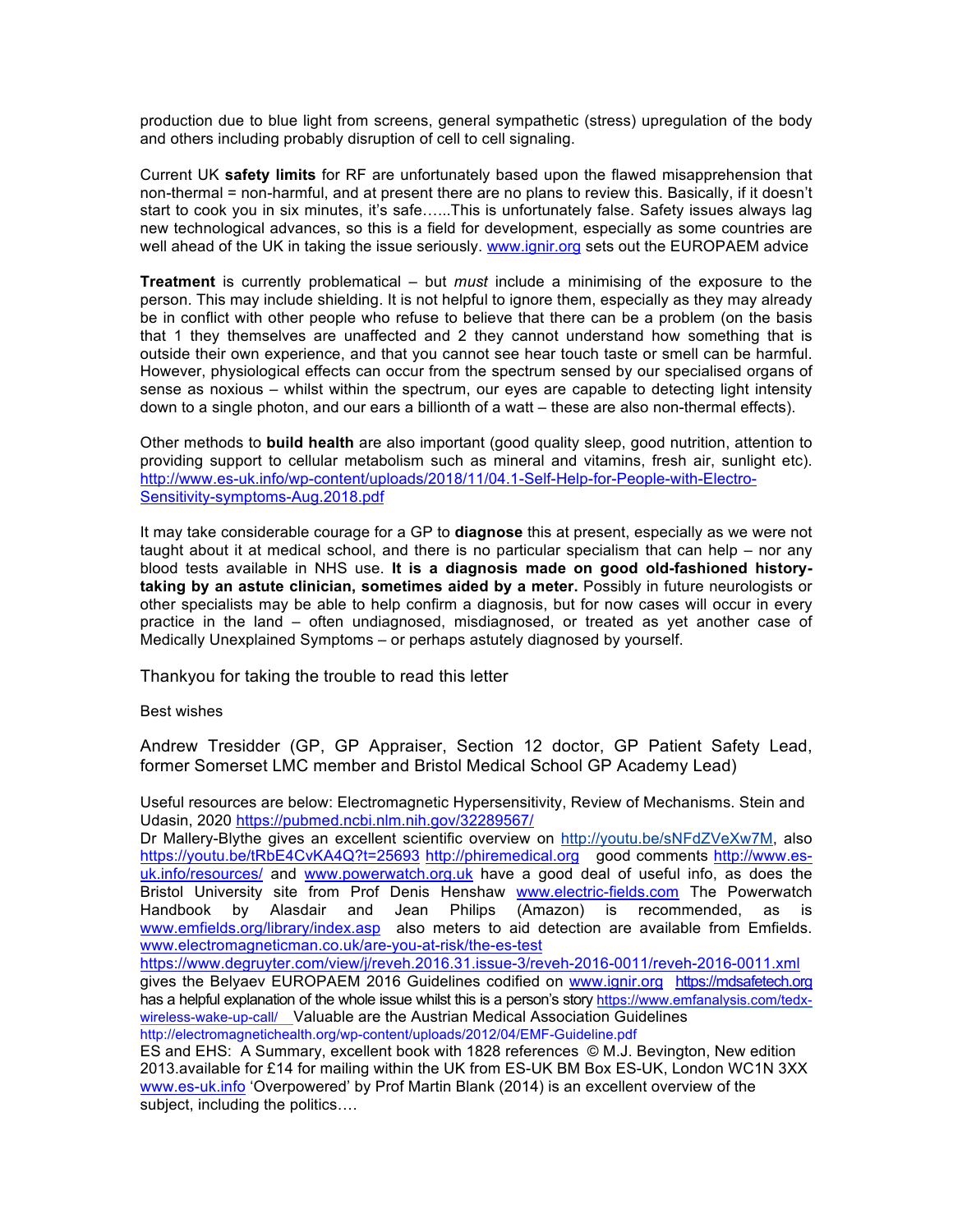production due to blue light from screens, general sympathetic (stress) upregulation of the body and others including probably disruption of cell to cell signaling.

Current UK **safety limits** for RF are unfortunately based upon the flawed misapprehension that non-thermal = non-harmful, and at present there are no plans to review this. Basically, if it doesn't start to cook you in six minutes, it's safe…...This is unfortunately false. Safety issues always lag new technological advances, so this is a field for development, especially as some countries are well ahead of the UK in taking the issue seriously. www.ignir.org sets out the EUROPAEM advice

**Treatment** is currently problematical – but *must* include a minimising of the exposure to the person. This may include shielding. It is not helpful to ignore them, especially as they may already be in conflict with other people who refuse to believe that there can be a problem (on the basis that 1 they themselves are unaffected and 2 they cannot understand how something that is outside their own experience, and that you cannot see hear touch taste or smell can be harmful. However, physiological effects can occur from the spectrum sensed by our specialised organs of sense as noxious – whilst within the spectrum, our eyes are capable to detecting light intensity down to a single photon, and our ears a billionth of a watt – these are also non-thermal effects).

Other methods to **build health** are also important (good quality sleep, good nutrition, attention to providing support to cellular metabolism such as mineral and vitamins, fresh air, sunlight etc). http://www.es-uk.info/wp-content/uploads/2018/11/04.1-Self-Help-for-People-with-Electro-Sensitivity-symptoms-Aug.2018.pdf

It may take considerable courage for a GP to **diagnose** this at present, especially as we were not taught about it at medical school, and there is no particular specialism that can help – nor any blood tests available in NHS use. **It is a diagnosis made on good old-fashioned history-taking by an astute clinician, sometimes aided by a meter.** Possibly in future neurologists or other specialists may be able to help confirm a diagnosis, but for now cases will occur in every practice in the land – often undiagnosed, misdiagnosed, or treated as yet another case of Medically Unexplained Symptoms – or perhaps astutely diagnosed by yourself.

Thankyou for taking the trouble to read this letter

Best wishes

Andrew Tresidder (GP, GP Appraiser, Section 12 doctor, GP Patient Safety Lead, former Somerset LMC member and Bristol Medical School GP Academy Lead)

Useful resources are below: Electromagnetic Hypersensitivity, Review of Mechanisms. Stein and Udasin, 2020 https://pubmed.ncbi.nlm.nih.gov/32289567/
Dr Mallery-Blythe gives an excellent scientific overview on http://youtu.be/sNFdZVeXw7M, also https://youtu.be/tRbE4CvKA4Q?t=25693 http://phiremedical.org good comments http://www.es-uk.info/resources/ and www.powerwatch.org.uk have a good deal of useful info, as does the Bristol University site from Prof Denis Henshaw www.electric-fields.com The Powerwatch Handbook by Alasdair and Jean Philips (Amazon) is recommended, as is www.emfields.org/library/index.asp also meters to aid detection are available from Emfields. www.electromagneticman.co.uk/are-you-at-risk/the-es-test
https://www.degruyter.com/view/j/reveh.2016.31.issue-3/reveh-2016-0011/reveh-2016-0011.xml gives the Belyaev EUROPAEM 2016 Guidelines codified on www.ignir.org https://mdsafetech.org has a helpful explanation of the whole issue whilst this is a person's story https://www.emfanalysis.com/tedx-wireless-wake-up-call/ Valuable are the Austrian Medical Association Guidelines http://electromagnetichealth.org/wp-content/uploads/2012/04/EMF-Guideline.pdf
ES and EHS: A Summary, excellent book with 1828 references © M.J. Bevington, New edition 2013.available for £14 for mailing within the UK from ES-UK BM Box ES-UK, London WC1N 3XX www.es-uk.info 'Overpowered' by Prof Martin Blank (2014) is an excellent overview of the subject, including the politics….